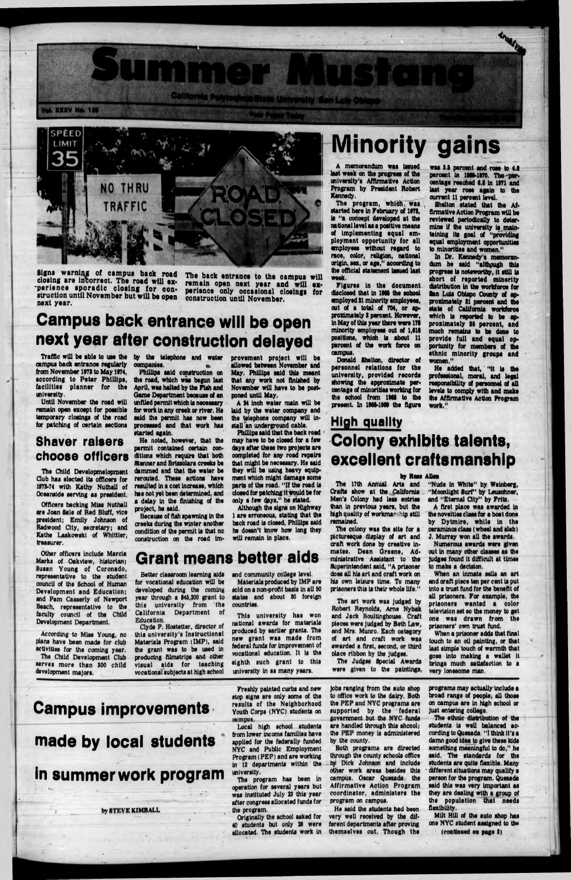# Summer Mustang

California Polytechnic State University San Luis Obispo

Vol. XXXV No. 138

Four Pages Today

Signs warning of campus back road closing are incorrect. The road will experience sporadic closing for construction until November but will be open next year.

The back entrance to the campus will remain open next year and will experience only occasional closings for construction until November.

## Campus back entrance will be open next year after construction delayed

Traffic will be able to use the campus back entrance regularly from November 1973 to May 1974, according to Peter Phillips, facilities planner for the university.

Until November the road will remain open except for possible temporary closings of the road for patching of certain sections by the telephone and water companies.

Phillips said construction on the road, which was begun last April, was halted by the Fish and Game Department because of an unfilled permit which is necessary for work in any creek or river. He said the permit has now been processed and that work has started again.

He noted, however, that the permit contained certain conditions which require that both Stenner and Brizzolara creeks be dammed and that the water be rerouted. These actions have resulted in a cost increase, which has not yet been determined, and a delay in the finishing of the project, he said.

Because of fish spawning in the creeks during the winter another condition of the permit is that no construction on the road improvement project will be allowed between November and May. Phillips said this meant that any work not finished by November will have to be postponed until May.

A 24 inch water main will be laid by the water company and the telephone company will install an underground cable.

Phillips said that the back road may have to be closed for a few days after these two projects are completed for any road repairs that might be necessary. He said they will be using heavy equipment which might damage some parts of the road. "If the road is closed for patching it would be for only a few days," he stated.

Although the signs on Highway 1 are erroneous, stating that the back road is closed, Phillips said he doesn't know how long they will remain in place.

## Shaver raisers choose officers

The Child Developmelopment Club has elected its officers for 1973-74 with Kathy Nuthall of Oceanside serving as president.

Officers backing Miss Nuthall are Joan Sale of Red Bluff, vice president; Emily Johnson of Redwood City, secretary; and Kathe Laskowski of Whittier, treasurer.

Other officers include Marcia Marks of Oakview, historian; Susan Young of Coronado, representative to the student council of the School of Human Development and Education; and Pam Casserly of Newport Beach, representative to the faculty council of the Child Development Department.

According to Miss Young, no plans have been made for club activities for the coming year.

The Child Development Club serves more than 300 child development majors.

## Grant means better aids

Better classroom learning aids for vocational education will be developed during the coming year through a $45,200 grant to this university from the California Department of Education.

Clyde P. Hostetter, director of this university's Instructional Materials Program (IMP), said the grant was to be used in producing filmstrips and other visual aids for teaching vocational subjects at high school and community college level.

Materials produced by IMP are sold on a non-profit basis in all 50 states and about 30 foreign countries.

This university has won national awards for materials produced by earlier grants. The new grant was made from federal funds for improvement of vocational education. It is the eighth such grant to this university in as many years.

# Minority gains

A memorandum was issued last week on the progress of the university's Affirmative Action Program by President Robert Kennedy.

The program, which was started here in February of 1972, is "a concept developed at the national level as a positive means of implementing equal employment opportunity for all employees without regard to race, color, religion, national origin, sex, or age," according to the official statement issued last week.

Figures in the document disclosed that in 1968 the school employed 21 minority employees, out of a total of 704, or approximately 3 percent. However, in May of this year there were 178 minority employees out of 1,618 positions, which is about 11 percent of the work force on campus.

Donald Shelton, director of personnel relations for the university, provided records showing the approximate percentage of minorities working for the school from 1968 to the present. In 1968-1969 the figure was 3.5 percent and rose to 4.8 percent in 1969-1970. The percentage reached 6.8 in 1971 and last year rose again to the current 11 percent level.

Shelton stated that the Affirmative Action Program will be reviewed periodically to determine if the university is maintaining its goal of "providing equal employment opportunities to minorities and women."

In Dr. Kennedy's memorandum he said "although this progress is noteworthy, it still is short of reported minority distribution in the workforce for San Luis Obispo County of approximately 21 percent and the state of California workforce which is reported to be approximately 25 percent, and much remains to be done to provide full and equal opportunity for members of the ethnic minority groups and women."

He added that, "it is the professional, moral, and legal responsibility of personnel of all levels to comply with and make the Affirmative Action Program work."

## High quality

## Colony exhibits talents, excellent craftsmanship

by Russ Allen

The 17th Annual Arts and Crafts show at the California Men's Colony had less entries than in previous years, but the high quality of workmanship still remained.

The colony was the site for a picturesque display of art and craft work done by creative inmates. Dean Greene, Administrative Assistant to the Superintendent said, "A prisoner does all his art and craft work on his own leisure time. To many prisoners this is their whole life."

The art work was judged by Robert Reynolds, Arne Nybak and Jack Boultinghouse. Craft pieces were judged by Beth Law, and Mrs. Munro. Each category of art and craft work was awarded a first, second, or third place ribbon by the judges.

The Judges Special Awards were given to the paintings, "Nude in White" by Weinberg, "Moonlight Surf" by Leuschner, and "Eternal City" by Frits.

A first place was awarded in the novelties class for a boat done by Dytmire, while in the ceramics class (wheel and slab) J. Murray won all the awards.

Numerous awards were given out in many other classes as the judges found it difficult at times to make a decision.

When an inmate sells an art and craft piece ten per cent is put into a trust fund for the benefit of all prisoners. For example, the prisoners wanted a color television set so the money to get one was drawn from the prisoners' own trust fund.

When a prisoner adds that final touch to an oil painting, or that last simple touch of warmth that goes into making a wallet it brings much satisfaction to a very lonesome man.

# Campus improvements made by local students in summer work program

by STEVE KIMBALL

Freshly painted curbs and new stop signs are only some of the results of the Neighborhood Youth Corps (NYC) students on campus.

Local high school students from lower income families have applied for the federally funded NYC and Public Employment Program (PEP) and are working in 12 departments within the university.

The program has been in operation for several years but was instituted July 23 this year after congress allocated funds for the program.

Originally the school asked for 40 students but only 26 were allocated. The students work in jobs ranging from the auto shop to office work to the dairy. Both the PEP and NYC programs are supported by the federal government but the NYC funds are handled through this shcool; the PEP money is administered by the county.

Both programs are directed through the county schools office by Dick Johnson and include other work areas besides this campus. Oscar Quesada, the Affirmative Action Program coordinator, administers the program on campus.

He said the students had been very well received by the different departments after proving themselves out. Though the programs may actually include a broad range of people, all those on campus are in high school or just entering college.

The ethnic distribution of the students is well balanced according to Quesada. "I think it's a damn good idea to give these kids something meaningful to do," he said. The standards for the students are quite flexible. Many different situations may qualify a person for the program. Quesada said this was very important as they are dealing with a group of the population that needs flexibility.

Milt Hill of the auto shop has one NYC student assigned to the

(continued on page 3)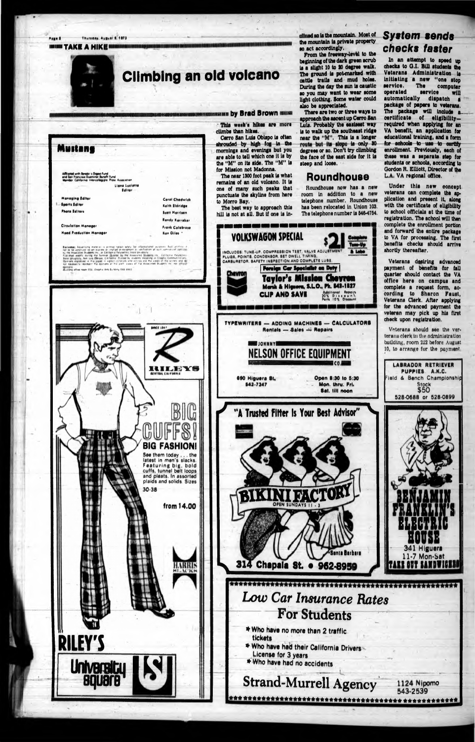TAKE A HIKE

# Climbing an old volcano

by Brad Brown

This week's hikes are more climbs than hikes.

Cerro San Luis Obispo is often shrouded by high fog in the mornings and evenings but you are able to tell which one it is by the "M" on its side. The "M" is for Mission not Madonna.

The near 1300 foot peak is what remains of an old volcano. It is one of many such peaks that punctuate the skyline from here to Morro Bay.

The best way to approach this hill is not at all. But if one is inclined so is the mountain. Most of the mountain is private property so act accordingly.

From the freeway-level to the beginning of the dark green scrub is a slight 10 to 20 degree walk. The ground is pot-marked with cattle trails and mud holes. During the day the sun is caustic so you may want to wear some light clothing. Some water could also be appreciated.

There are two or three ways to approach the ascent up Cerro San Luis. Probably the easiest way is to walk up the southeast ridge near the "M". This is a longer route but its slope is only 30 degrees or so. Don't try climbing the face of the east side for it is steep and loose.

## Roundhouse

Roundhouse now has a new room in addition to a new telephone number. Roundhouse has been relocated in Union 103. The telephone number is 546-4754.

## System sends checks faster

In an attempt to speed up checks to G.I. Bill students the Veterans Administration is initiating a new "one stop service. The computer operated service will automatically dispatch a package of papers to veterans. The package will include a certificate of eligibility—required when applying for an VA benefit, an application for educational training, and a form for schools to use to certify enrollment. Previously, each of these was a separate step for students or schools, according to Gordon R. Elliott, Director of the L.A. VA regional office.

Under this new concept veterans can complete the application and present it, along with the certificate of eligibility to school officials at the time of registration. The school will then complete the enrollment portion and forward the entire package to VA for processing. The first benefits checks should arrive shortly thereafter.

Veterans desiring advanced payment of benefits for fall quarter should contact the VA office here on campus and complete a request form, according to Sharon Faust, Veterans Clerk. After applying for the advanced payment the veteran may pick up his first check upon registration.

Veterans should see the veterans clerk in the administration building, room 222 before August 10, to arrange for the payment.

---

**Mustang**

Affiliated with Reader's Digest Fund and San Francisco Examiner Benefit Fund. Member California Intercollegiate Press Association

Liane Luciotte, Editor

| | |
|---|---|
| Managing Editor | Carol Chadwick |
| Sports Editor | Keith Eldridge |
| Photo Editors | Scott Morrison |
| | Randy Kerraber |
| Circulation Manager | Frank Calabrese |
| Head Production Manager | Ken Giles |

---

**RILEY'S** — BIG CUFFS! BIG FASHION! See them today . . . the latest in men's slacks. Featuring big, bold cuffs, tunnel belt loops and pleats. In assorted plaids and solids. Sizes 30-38 from 14.00. HARRIS SLACKS. RILEY'S University Square

---

**VOLKSWAGON SPECIAL** $21 Complete Tune-Up & Lube. INCLUDES: TUNE-UP, COMPRESSION TEST, VALVE ADJUSTMENT, PLUGS, POINTS, CONDENSOR, SET DWELL TIMING, CARBURETOR, SAFETY INSPECTION AND COMPLETE LUBE. Foreign Car Specialist on Duty. Taylor's Mission Chevron, Marsh & Higuera, S.L.O., Ph. 543-1527. CLIP AND SAVE. Additional Repairs 20% Discount, Parts 10% Discount

---

TYPEWRITERS — ADDING MACHINES — CALCULATORS
Rentals — Sales — Repairs
JOHNNY NELSON OFFICE EQUIPMENT CO.
690 Higuera St., 543-7347 — Open 8:30 to 5:30 Mon. thru. Fri., Sat. till noon

---

"A Trusted Fitter Is Your Best Advisor" — BIKINI FACTORY, OPEN SUNDAYS 11-3, Santa Barbara, 314 Chapala St. • 962-8959

---

LABRADOR RETRIEVER PUPPIES A.K.C. Field & Bench Championship Stock $50 — 528-0688 or 528-0899

---

BENJAMIN FRANKLIN'S ELECTRIC HOUSE — 341 Higuera, 11-7 Mon-Sat, TAKE OUT SANDWICHES

---

*Low Car Insurance Rates*
**For Students**

- Who have no more than 2 traffic tickets
- Who have had their California Drivers License for 3 years
- Who have had no accidents

Strand-Murrell Agency — 1124 Nipomo, 543-2539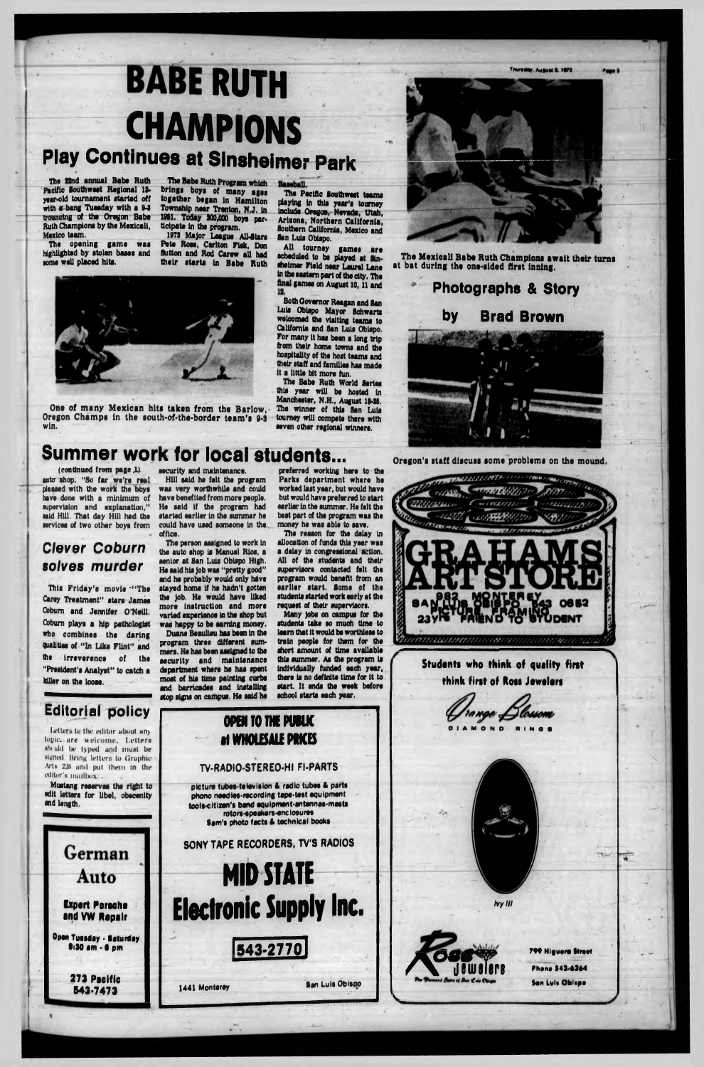# BABE RUTH CHAMPIONS

## Play Continues at Sinsheimer Park

The 22nd annual Babe Ruth Pacific Southwest Regional 13-year-old tournament started off with a bang Tuesday with a 9-3 trouncing of the Oregon Babe Ruth Champions by the Mexicali, Mexico team.

The opening game was highlighted by stolen bases and some well placed hits.

The Babe Ruth Program which brings boys of many ages together began in Hamilton Township near Trenton, N.J. in 1951. Today 200,000 boys participate in the program.

1973 Major League All-Stars Pete Rose, Carlton Fisk, Don Sutton and Rod Carew all had their starts in Babe Ruth Baseball.

The Pacific Southwest teams playing in this year's tourney include Oregon, Nevada, Utah, Arizona, Northern California, Southern California, Mexico and San Luis Obispo.

All tourney games are scheduled to be played at Sinsheimer Field near Laurel Lane in the eastern part of the city. The final games on August 10, 11 and 12.

Both Governor Reagan and San Luis Obispo Mayor Schwartz welcomed the visiting teams to California and San Luis Obispo. For many it has been a long trip from their home towns and the hospitality of the host teams and their staff and families has made it a little bit more fun.

The Babe Ruth World Series this year will be hosted in Manchester, N.H., August 19-26. The winner of this San Luis tourney will compete there with seven other regional winners.

One of many Mexican hits taken from the Barlow, Oregon Champs in the south-of-the-border team's 9-3 win.

The Mexicali Babe Ruth Champions await their turns at bat during the one-sided first inning.

**Photographs & Story by Brad Brown**

Oregon's staff discuss some problems on the mound.

## Summer work for local students...

(continued from page 1)

auto shop. "So far we're real pleased with the work the boys have done with a minimum of supervision and explanation," said Hill. That day Hill had the services of two other boys from security and maintenance.

Hill said he felt the program was very worthwhile and could have benefited from more people. He said if the program had started earlier in the summer he could have used someone in the office.

The person assigned to work in the auto shop is Manuel Rios, a senior at San Luis Obispo High. He said his job was "pretty good" and he probably would only have stayed home if he hadn't gotten the job. He would have liked more instruction and more varied experience in the shop but was happy to be earning money.

Duane Beaulieu has been in the program three different summers. He has been assigned to the security and maintenance department where he has spent most of his time painting curbs and barricades and installing stop signs on campus. He said he preferred working here to the Parks department where he worked last year, but would have but would have preferred to start earlier in the summer. He felt the best part of the program was the money he was able to save.

The reason for the delay in allocation of funds this year was a delay in congressional action. All of the students and their supervisors contacted felt the program would benefit from an earlier start. Some of the students started work early at the request of their supervisors.

Many jobs on campus for the students take so much time to learn that it would be worthless to train people for them for the short amount of time available this summer. As the program is individually funded each year, there is no definite time for it to start. It ends the week before school starts each year.

## Clever Coburn solves murder

This Friday's movie "The Carey Treatment" stars James Coburn and Jennifer O'Neill. Coburn plays a hip pathologist who combines the daring qualities of "In Like Flint" and the irreverence of the "President's Analyst" to catch a killer on the loose.

## Editorial policy

Letters to the editor about any topic are welcome. Letters should be typed and must be signed. Bring letters to Graphic Arts 226 and put them in the editor's mailbox.

Mustang reserves the right to edit letters for libel, obscenity and length.

---

**German Auto**

Expert Porsche and VW Repair

Open Tuesday - Saturday 8:30 am - 6 pm

273 Pacific
543-7473

---

**OPEN TO THE PUBLIC at WHOLESALE PRICES**

TV-RADIO-STEREO-HI FI-PARTS

picture tubes-television & radio tubes & parts
phono needles-recording tape-test equipment
tools-citizen's band equipment-antennas-masts
rotors-speakers-enclosures
Sam's photo facts & technical books

SONY TAPE RECORDERS, TV'S RADIOS

**MID STATE Electronic Supply Inc.**

543-2770

1441 Monterey — San Luis Obispo

---

**GRAHAMS ART STORE**

982 MONTEREY
SAN LUIS OBISPO 543 0652
PICTURE FRAMING
23yrs FRIEND TO STUDENT

---

**Students who think of quality first think first of Ross Jewelers**

*Orange Blossom* DIAMOND RINGS

Ivy III

Ross Jewelers — The Diamond Store of San Luis Obispo

799 Higuera Street
Phone 543-6364
San Luis Obispo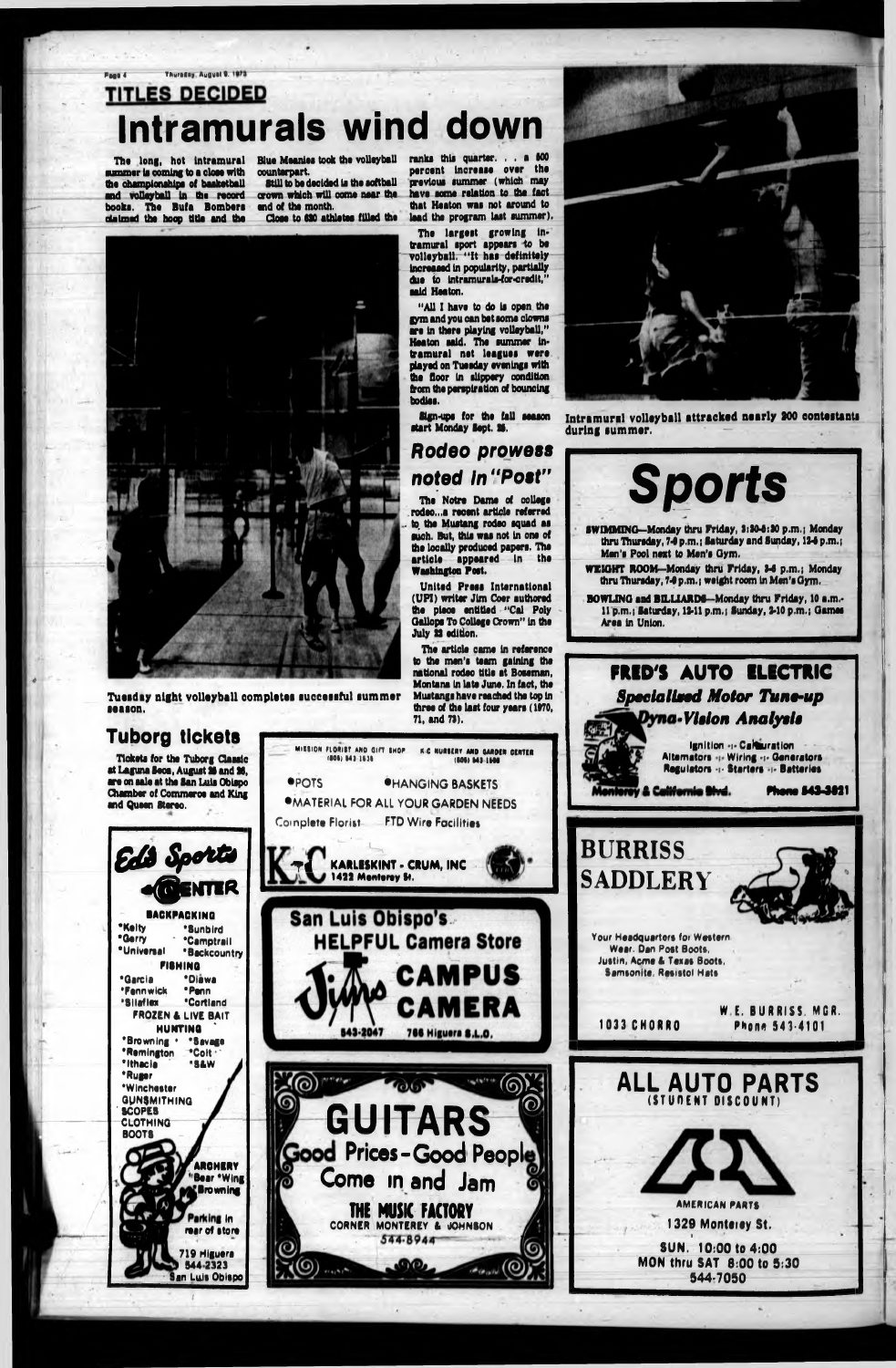## TITLES DECIDED

# Intramurals wind down

The long, hot intramural summer is coming to a close with the championships of basketball and volleyball in the record books. The Bufa Bombers claimed the hoop title and the Blue Meanies took the volleyball counterpart.

Still to be decided is the softball crown which will come near the end of the month.

Close to 650 athletes filled the ranks this quarter. . . a 500 percent increase over the previous summer (which may have some relation to the fact that Heston was not around to lead the program last summer).

The largest growing intramural sport appears to be volleyball. "It has definitely increased in popularity, partially due to intramurals-for-credit," said Heston.

"All I have to do is open the gym and you can bet some clowns are in there playing volleyball," Heston said. The summer intramural net leagues were played on Tuesday evenings with the floor in slippery condition from the perspiration of bouncing bodies.

Sign-ups for the fall season start Monday Sept. 25.

Tuesday night volleyball completes successful summer season.

Intramural volleyball attracked nearly 200 contestants during summer.

## Rodeo prowess noted in "Post"

The Notre Dame of college rodeo...a recent article referred to the Mustang rodeo squad as such. But, this was not in one of the locally produced papers. The article appeared in the **Washington Post**.

United Press International (UPI) writer Jim Coer authored the piece entitled "Cal Poly Gallops To College Crown" in the July 22 edition.

The article came in reference to the men's team gaining the national rodeo title at Bozeman, Montana in late June. In fact, the Mustangs have reached the top in three of the last four years (1970, 71, and 73).

## Tuborg tickets

Tickets for the Tuborg Classic at Laguna Seca, August 25 and 26, are on sale at the San Luis Obispo Chamber of Commerce and King and Queen Stereo.

## Sports

**SWIMMING**—Monday thru Friday, 5:30-6:30 p.m.; Monday thru Thursday, 7-9 p.m.; Saturday and Sunday, 12-6 p.m.; Men's Pool next to Men's Gym.

**WEIGHT ROOM**—Monday thru Friday, 3-6 p.m.; Monday thru Thursday, 7-9 p.m.; weight room in Men's Gym.

**BOWLING and BILLIARDS**—Monday thru Friday, 10 a.m.-11 p.m.; Saturday, 12-11 p.m.; Sunday, 2-10 p.m.; Games Area in Union.

---

**FRED'S AUTO ELECTRIC**
*Specialized Motor Tune-up*
*Dyna-Vision Analysis*
Ignition · Carburation
Alternators · Wiring · Generators
Regulators · Starters · Batteries
Monterey & California Blvd. Phone 543-3821

---

**Ed's Sports Center**
BACKPACKING
*Kelty *Sunbird
*Gerry *Camptrail
*Universal *Backcountry
FISHING
*Garcia *Diawa
*Fenwick *Penn
*Silaflex *Cortland
FROZEN & LIVE BAIT
HUNTING
*Browning *Savage
*Remington *Colt
*Ithaca *S&W
*Ruger
*Winchester
GUNSMITHING
SCOPES
CLOTHING
BOOTS
ARCHERY
*Bear *Wing
*Browning
Parking in rear of store
719 Higuera
544-2323
San Luis Obispo

---

MISSION FLORIST AND GIFT SHOP (805) 543-1535
K-C NURSERY AND GARDEN CENTER (805) 543-1566
•POTS •HANGING BASKETS
•MATERIAL FOR ALL YOUR GARDEN NEEDS
Complete Florist FTD Wire Facilities
KARLESKINT - CRUM, INC
1422 Monterey St.

---

San Luis Obispo's
HELPFUL Camera Store
Jim's CAMPUS CAMERA
543-2047 766 Higuera S.L.O.

---

GUITARS
Good Prices - Good People
Come in and Jam
THE MUSIC FACTORY
CORNER MONTEREY & JOHNSON
544-8944

---

**BURRISS SADDLERY**
Your Headquarters for Western Wear. Dan Post Boots, Justin, Acme & Texas Boots, Samsonite, Resistol Hats
1033 CHORRO
W. E. BURRISS, MGR.
Phone 543-4101

---

**ALL AUTO PARTS**
(STUDENT DISCOUNT)
AMERICAN PARTS
1329 Monterey St.
SUN. 10:00 to 4:00
MON thru SAT 8:00 to 5:30
544-7050